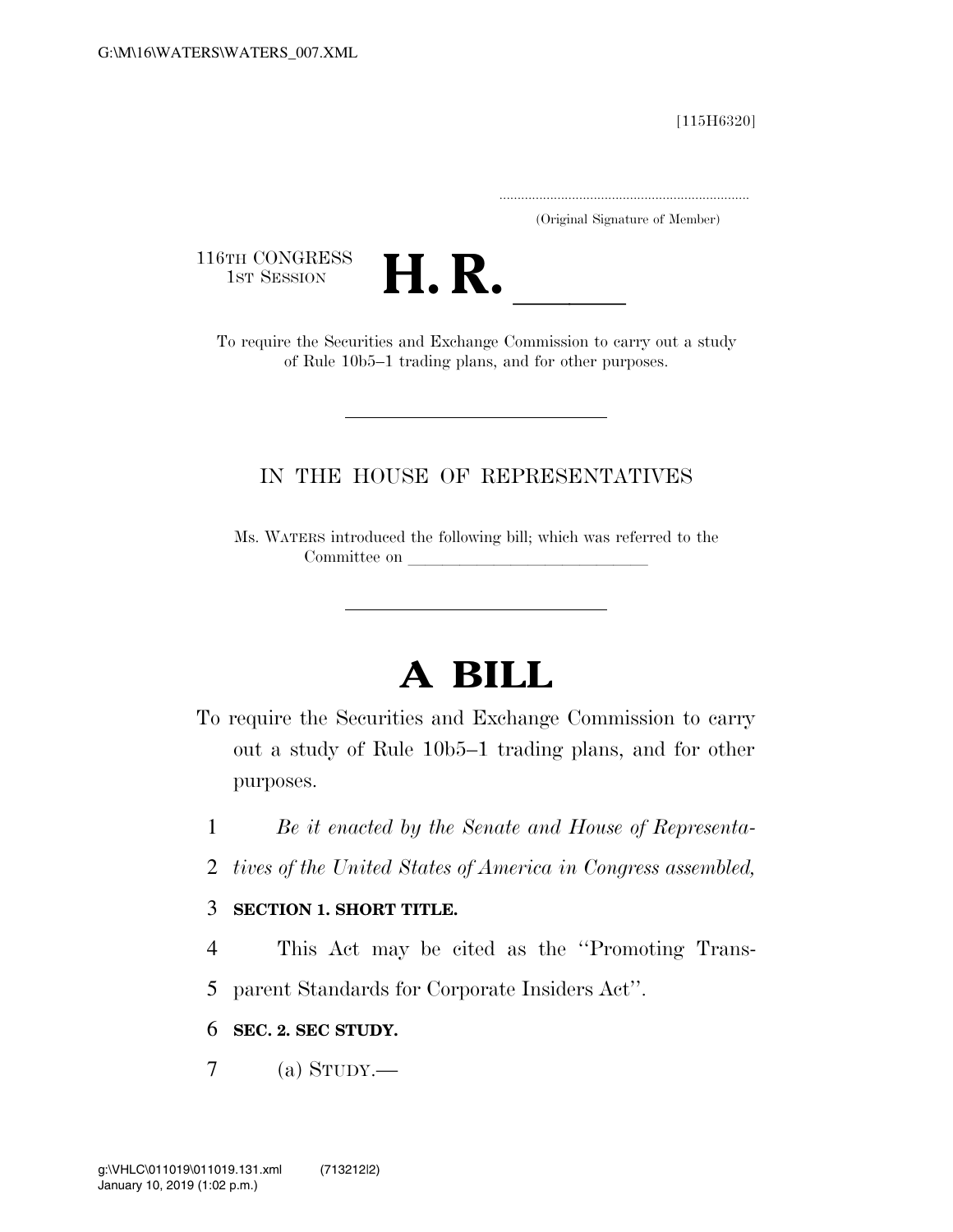[115H6320]

.....................................................................
(Original Signature of Member)

116TH CONGRESS
1ST SESSION

# H. R. \_\_\_\_\_

To require the Securities and Exchange Commission to carry out a study of Rule 10b5–1 trading plans, and for other purposes.

---

## IN THE HOUSE OF REPRESENTATIVES

Ms. WATERS introduced the following bill; which was referred to the Committee on \_\_\_\_\_\_\_\_\_\_\_\_\_\_\_\_\_\_\_\_\_\_\_\_\_\_\_\_\_\_

---

# A BILL

To require the Securities and Exchange Commission to carry out a study of Rule 10b5–1 trading plans, and for other purposes.

1 *Be it enacted by the Senate and House of Representa-*
2 *tives of the United States of America in Congress assembled,*

3 **SECTION 1. SHORT TITLE.**

4 This Act may be cited as the ''Promoting Trans-
5 parent Standards for Corporate Insiders Act''.

6 **SEC. 2. SEC STUDY.**

7 (a) STUDY.—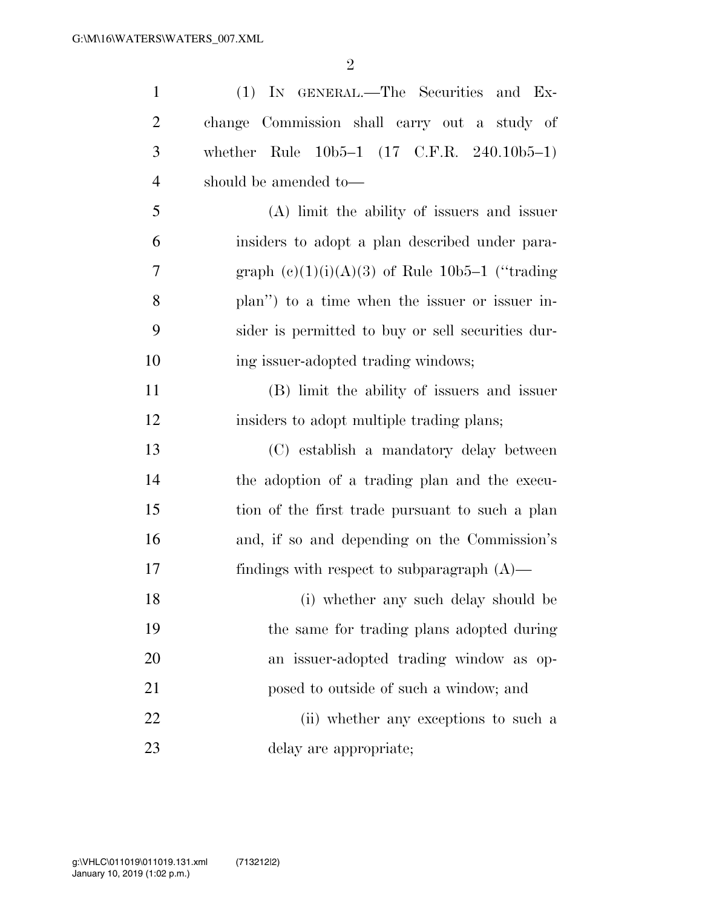(1) IN GENERAL.—The Securities and Exchange Commission shall carry out a study of whether Rule 10b5–1 (17 C.F.R. 240.10b5–1) should be amended to—

(A) limit the ability of issuers and issuer insiders to adopt a plan described under paragraph (c)(1)(i)(A)(3) of Rule 10b5–1 (''trading plan'') to a time when the issuer or issuer insider is permitted to buy or sell securities during issuer-adopted trading windows;

(B) limit the ability of issuers and issuer insiders to adopt multiple trading plans;

(C) establish a mandatory delay between the adoption of a trading plan and the execution of the first trade pursuant to such a plan and, if so and depending on the Commission's findings with respect to subparagraph (A)—

(i) whether any such delay should be the same for trading plans adopted during an issuer-adopted trading window as opposed to outside of such a window; and

(ii) whether any exceptions to such a delay are appropriate;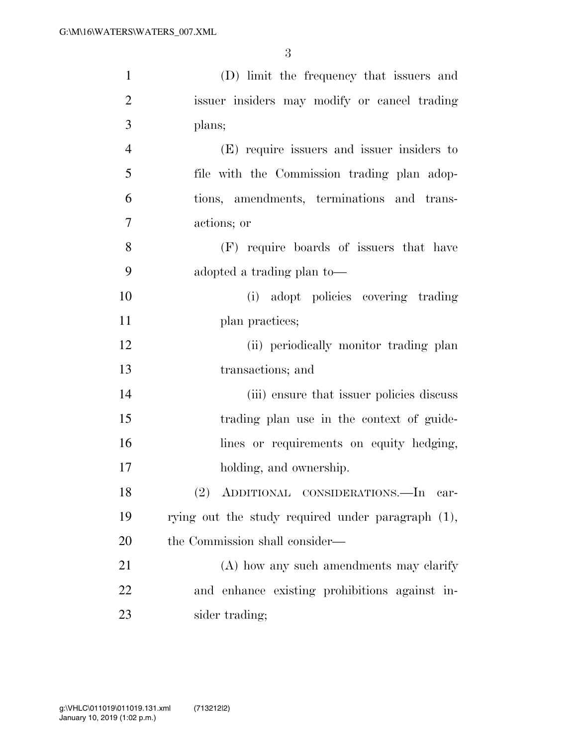(D) limit the frequency that issuers and issuer insiders may modify or cancel trading plans;

(E) require issuers and issuer insiders to file with the Commission trading plan adoptions, amendments, terminations and transactions; or

(F) require boards of issuers that have adopted a trading plan to—

(i) adopt policies covering trading plan practices;

(ii) periodically monitor trading plan transactions; and

(iii) ensure that issuer policies discuss trading plan use in the context of guidelines or requirements on equity hedging, holding, and ownership.

(2) ADDITIONAL CONSIDERATIONS.—In carrying out the study required under paragraph (1), the Commission shall consider—

(A) how any such amendments may clarify and enhance existing prohibitions against insider trading;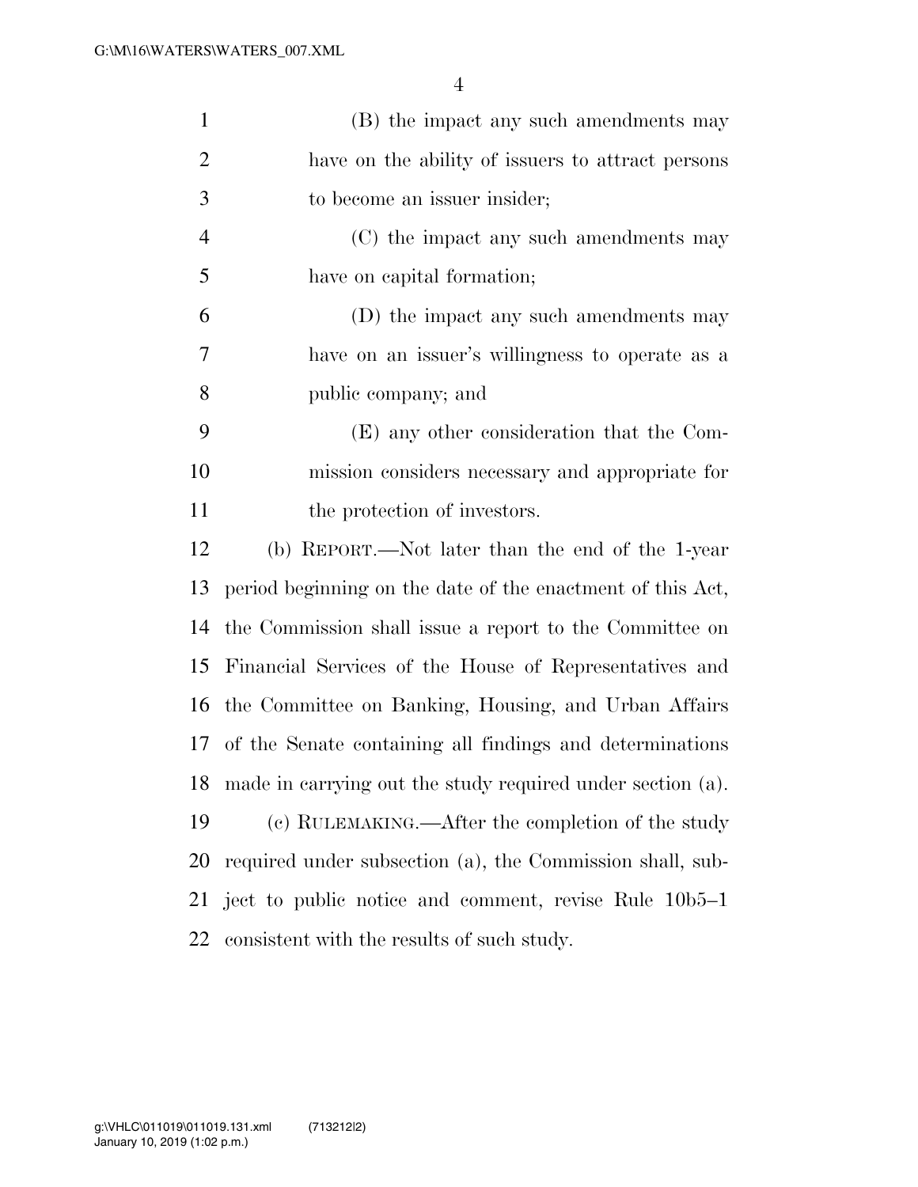(B) the impact any such amendments may have on the ability of issuers to attract persons to become an issuer insider;

(C) the impact any such amendments may have on capital formation;

(D) the impact any such amendments may have on an issuer's willingness to operate as a public company; and

(E) any other consideration that the Commission considers necessary and appropriate for the protection of investors.

(b) REPORT.—Not later than the end of the 1-year period beginning on the date of the enactment of this Act, the Commission shall issue a report to the Committee on Financial Services of the House of Representatives and the Committee on Banking, Housing, and Urban Affairs of the Senate containing all findings and determinations made in carrying out the study required under section (a).

(c) RULEMAKING.—After the completion of the study required under subsection (a), the Commission shall, subject to public notice and comment, revise Rule 10b5–1 consistent with the results of such study.